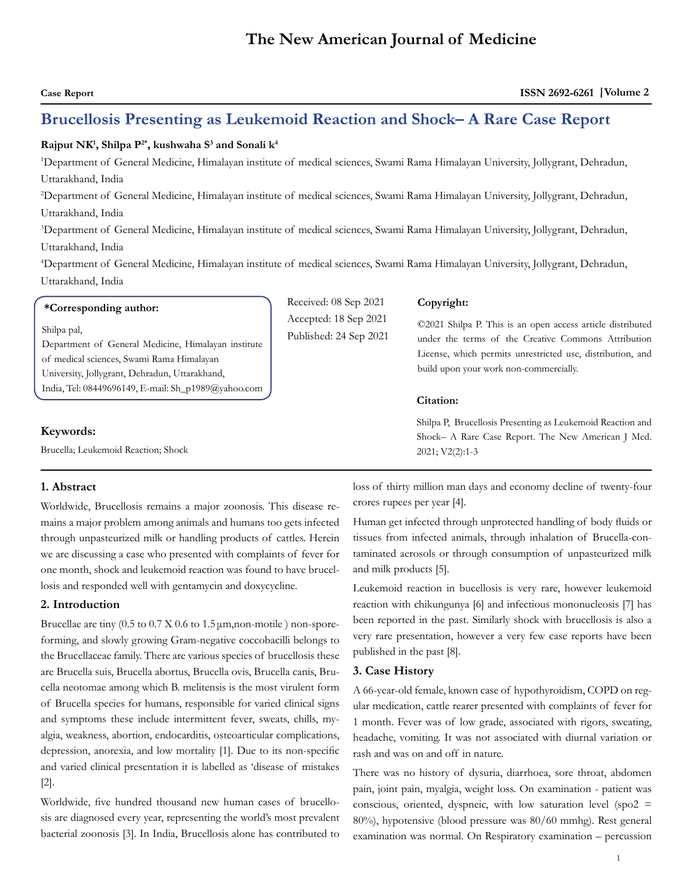# The New American Journal of Medicine

**Case Report** **ISSN 2692-6261 | Volume 2**

## Brucellosis Presenting as Leukemoid Reaction and Shock– A Rare Case Report

**Rajput NK[1], Shilpa P[2*], kushwaha S[3] and Sonali k[4]**

[1]Department of General Medicine, Himalayan institute of medical sciences, Swami Rama Himalayan University, Jollygrant, Dehradun, Uttarakhand, India

[2]Department of General Medicine, Himalayan institute of medical sciences, Swami Rama Himalayan University, Jollygrant, Dehradun, Uttarakhand, India

[3]Department of General Medicine, Himalayan institute of medical sciences, Swami Rama Himalayan University, Jollygrant, Dehradun, Uttarakhand, India

[4]Department of General Medicine, Himalayan institute of medical sciences, Swami Rama Himalayan University, Jollygrant, Dehradun, Uttarakhand, India

**\*Corresponding author:**

Shilpa pal,
Department of General Medicine, Himalayan institute of medical sciences, Swami Rama Himalayan University, Jollygrant, Dehradun, Uttarakhand, India, Tel: 08449696149, E-mail: Sh_p1989@yahoo.com

Received: 08 Sep 2021
Accepted: 18 Sep 2021
Published: 24 Sep 2021

**Copyright:**

©2021 Shilpa P. This is an open access article distributed under the terms of the Creative Commons Attribution License, which permits unrestricted use, distribution, and build upon your work non-commercially.

**Citation:**

Shilpa P, Brucellosis Presenting as Leukemoid Reaction and Shock– A Rare Case Report. The New American J Med. 2021; V2(2):1-3

**Keywords:**

Brucella; Leukemoid Reaction; Shock

### 1. Abstract

Worldwide, Brucellosis remains a major zoonosis. This disease remains a major problem among animals and humans too gets infected through unpasteurized milk or handling products of cattles. Herein we are discussing a case who presented with complaints of fever for one month, shock and leukemoid reaction was found to have brucellosis and responded well with gentamycin and doxycycline.

### 2. Introduction

Brucellae are tiny (0.5 to 0.7 X 0.6 to 1.5 µm,non-motile ) non-spore-forming, and slowly growing Gram-negative coccobacilli belongs to the Brucellaceae family. There are various species of brucellosis these are Brucella suis, Brucella abortus, Brucella ovis, Brucella canis, Brucella neotomae among which B. melitensis is the most virulent form of Brucella species for humans, responsible for varied clinical signs and symptoms these include intermittent fever, sweats, chills, myalgia, weakness, abortion, endocarditis, osteoarticular complications, depression, anorexia, and low mortality [1]. Due to its non-specific and varied clinical presentation it is labelled as 'disease of mistakes [2].

Worldwide, five hundred thousand new human cases of brucellosis are diagnosed every year, representing the world's most prevalent bacterial zoonosis [3]. In India, Brucellosis alone has contributed to loss of thirty million man days and economy decline of twenty-four crores rupees per year [4].

Human get infected through unprotected handling of body fluids or tissues from infected animals, through inhalation of Brucella-contaminated aerosols or through consumption of unpasteurized milk and milk products [5].

Leukemoid reaction in bucellosis is very rare, however leukemoid reaction with chikungunya [6] and infectious mononucleosis [7] has been reported in the past. Similarly shock with brucellosis is also a very rare presentation, however a very few case reports have been published in the past [8].

### 3. Case History

A 66-year-old female, known case of hypothyroidism, COPD on regular medication, cattle rearer presented with complaints of fever for 1 month. Fever was of low grade, associated with rigors, sweating, headache, vomiting. It was not associated with diurnal variation or rash and was on and off in nature.

There was no history of dysuria, diarrhoea, sore throat, abdomen pain, joint pain, myalgia, weight loss. On examination - patient was conscious, oriented, dyspneic, with low saturation level (spo2 = 80%), hypotensive (blood pressure was 80/60 mmhg). Rest general examination was normal. On Respiratory examination – percussion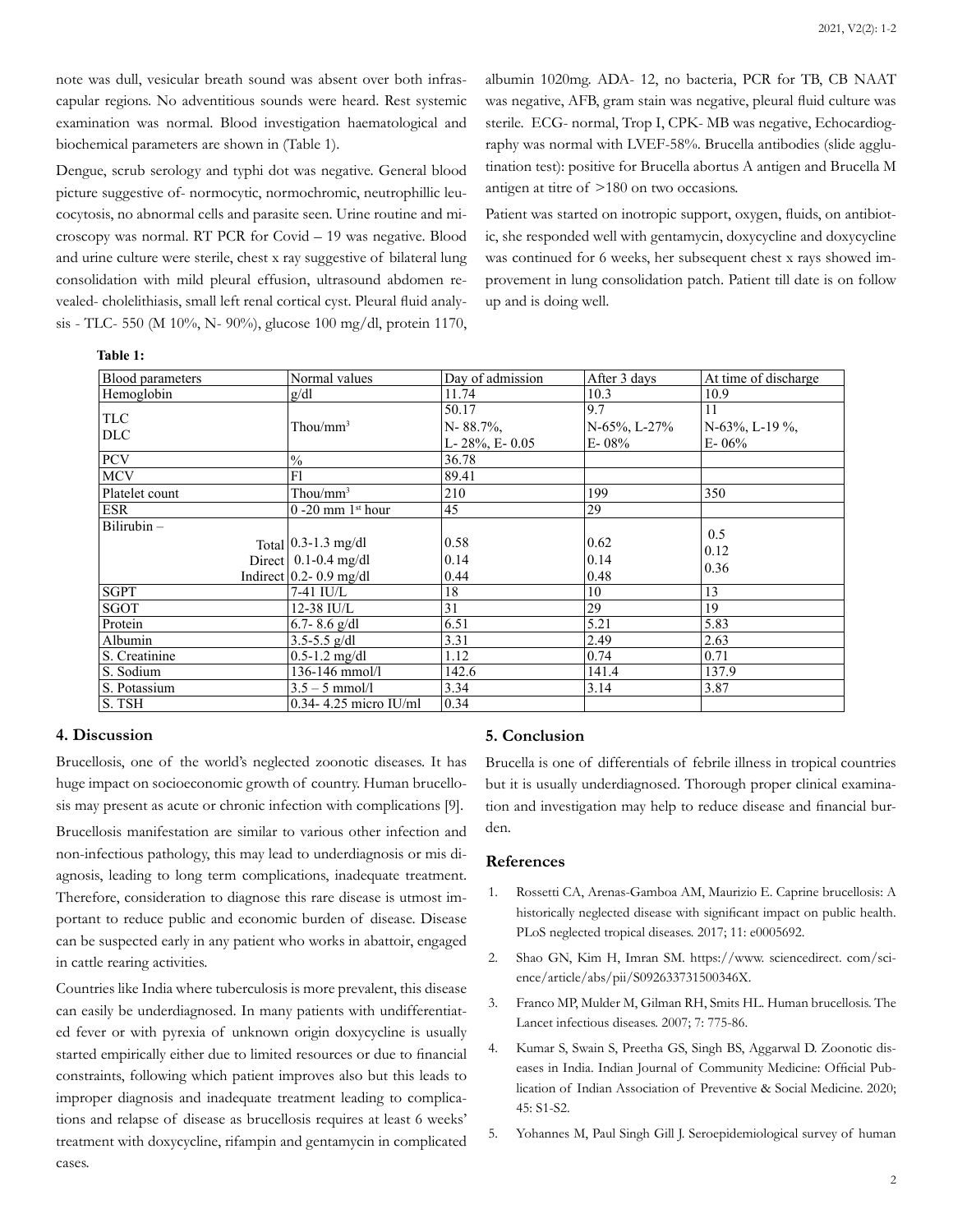note was dull, vesicular breath sound was absent over both infrascapular regions. No adventitious sounds were heard. Rest systemic examination was normal. Blood investigation haematological and biochemical parameters are shown in (Table 1).

Dengue, scrub serology and typhi dot was negative. General blood picture suggestive of- normocytic, normochromic, neutrophillic leucocytosis, no abnormal cells and parasite seen. Urine routine and microscopy was normal. RT PCR for Covid – 19 was negative. Blood and urine culture were sterile, chest x ray suggestive of bilateral lung consolidation with mild pleural effusion, ultrasound abdomen revealed- cholelithiasis, small left renal cortical cyst. Pleural fluid analysis - TLC- 550 (M 10%, N- 90%), glucose 100 mg/dl, protein 1170, albumin 1020mg. ADA- 12, no bacteria, PCR for TB, CB NAAT was negative, AFB, gram stain was negative, pleural fluid culture was sterile. ECG- normal, Trop I, CPK- MB was negative, Echocardiography was normal with LVEF-58%. Brucella antibodies (slide agglutination test): positive for Brucella abortus A antigen and Brucella M antigen at titre of >180 on two occasions.

Patient was started on inotropic support, oxygen, fluids, on antibiotic, she responded well with gentamycin, doxycycline and doxycycline was continued for 6 weeks, her subsequent chest x rays showed improvement in lung consolidation patch. Patient till date is on follow up and is doing well.

**Table 1:**

| Blood parameters | Normal values | Day of admission | After 3 days | At time of discharge |
|---|---|---|---|---|
| Hemoglobin | g/dl | 11.74 | 10.3 | 10.9 |
| TLC<br>DLC | Thou/mm$^3$ | 50.17<br>N- 88.7%,<br>L- 28%, E- 0.05 | 9.7<br>N-65%, L-27%<br>E- 08% | 11<br>N-63%, L-19 %,<br>E- 06% |
| PCV | % | 36.78 | | |
| MCV | Fl | 89.41 | | |
| Platelet count | Thou/mm$^3$ | 210 | 199 | 350 |
| ESR | 0 -20 mm 1st hour | 45 | 29 | |
| Bilirubin – Total | 0.3-1.3 mg/dl | 0.58 | 0.62 | 0.5 |
| Direct | 0.1-0.4 mg/dl | 0.14 | 0.14 | 0.12 |
| Indirect | 0.2- 0.9 mg/dl | 0.44 | 0.48 | 0.36 |
| SGPT | 7-41 IU/L | 18 | 10 | 13 |
| SGOT | 12-38 IU/L | 31 | 29 | 19 |
| Protein | 6.7- 8.6 g/dl | 6.51 | 5.21 | 5.83 |
| Albumin | 3.5-5.5 g/dl | 3.31 | 2.49 | 2.63 |
| S. Creatinine | 0.5-1.2 mg/dl | 1.12 | 0.74 | 0.71 |
| S. Sodium | 136-146 mmol/l | 142.6 | 141.4 | 137.9 |
| S. Potassium | 3.5 – 5 mmol/l | 3.34 | 3.14 | 3.87 |
| S. TSH | 0.34- 4.25 micro IU/ml | 0.34 | | |

## 4. Discussion

Brucellosis, one of the world's neglected zoonotic diseases. It has huge impact on socioeconomic growth of country. Human brucellosis may present as acute or chronic infection with complications [9].

Brucellosis manifestation are similar to various other infection and non-infectious pathology, this may lead to underdiagnosis or mis diagnosis, leading to long term complications, inadequate treatment. Therefore, consideration to diagnose this rare disease is utmost important to reduce public and economic burden of disease. Disease can be suspected early in any patient who works in abattoir, engaged in cattle rearing activities.

Countries like India where tuberculosis is more prevalent, this disease can easily be underdiagnosed. In many patients with undifferentiated fever or with pyrexia of unknown origin doxycycline is usually started empirically either due to limited resources or due to financial constraints, following which patient improves also but this leads to improper diagnosis and inadequate treatment leading to complications and relapse of disease as brucellosis requires at least 6 weeks' treatment with doxycycline, rifampin and gentamycin in complicated cases.

## 5. Conclusion

Brucella is one of differentials of febrile illness in tropical countries but it is usually underdiagnosed. Thorough proper clinical examination and investigation may help to reduce disease and financial burden.

## References

1. Rossetti CA, Arenas-Gamboa AM, Maurizio E. Caprine brucellosis: A historically neglected disease with significant impact on public health. PLoS neglected tropical diseases. 2017; 11: e0005692.
2. Shao GN, Kim H, Imran SM. https://www. sciencedirect. com/science/article/abs/pii/S092633731500346X.
3. Franco MP, Mulder M, Gilman RH, Smits HL. Human brucellosis. The Lancet infectious diseases. 2007; 7: 775-86.
4. Kumar S, Swain S, Preetha GS, Singh BS, Aggarwal D. Zoonotic diseases in India. Indian Journal of Community Medicine: Official Publication of Indian Association of Preventive & Social Medicine. 2020; 45: S1-S2.
5. Yohannes M, Paul Singh Gill J. Seroepidemiological survey of human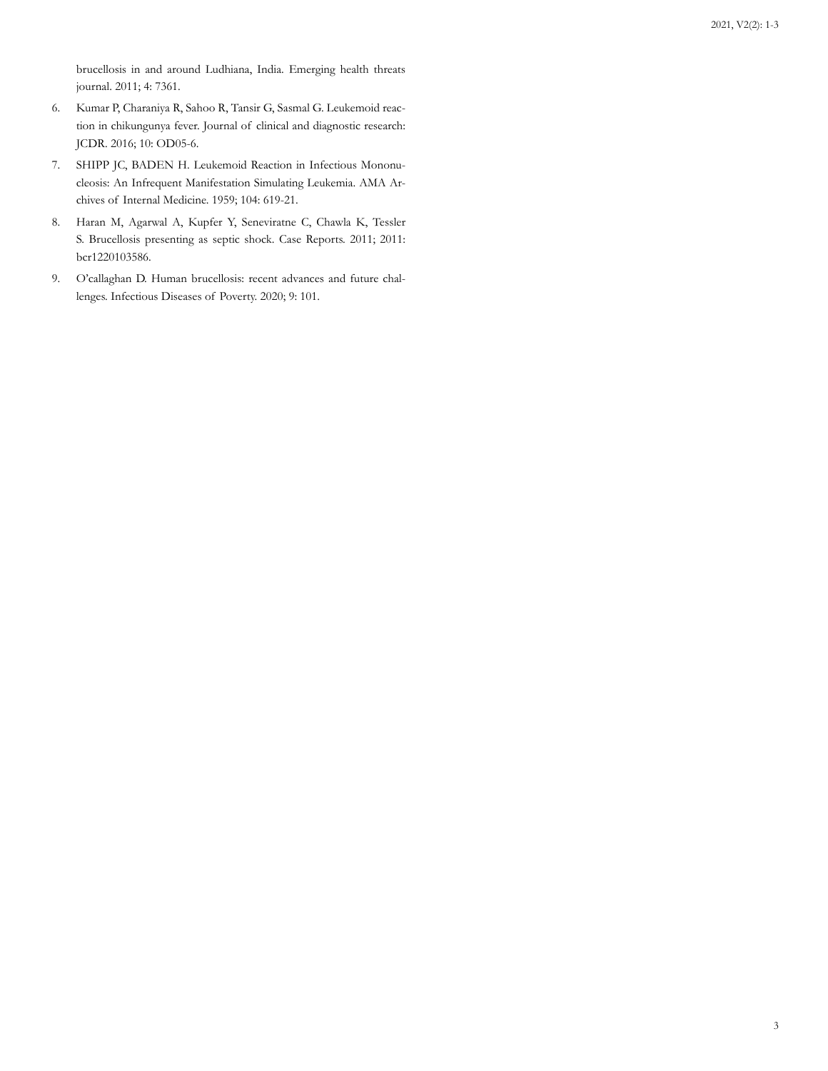brucellosis in and around Ludhiana, India. Emerging health threats journal. 2011; 4: 7361.

6. Kumar P, Charaniya R, Sahoo R, Tansir G, Sasmal G. Leukemoid reaction in chikungunya fever. Journal of clinical and diagnostic research: JCDR. 2016; 10: OD05-6.
7. SHIPP JC, BADEN H. Leukemoid Reaction in Infectious Mononucleosis: An Infrequent Manifestation Simulating Leukemia. AMA Archives of Internal Medicine. 1959; 104: 619-21.
8. Haran M, Agarwal A, Kupfer Y, Seneviratne C, Chawla K, Tessler S. Brucellosis presenting as septic shock. Case Reports. 2011; 2011: bcr1220103586.
9. O'callaghan D. Human brucellosis: recent advances and future challenges. Infectious Diseases of Poverty. 2020; 9: 101.